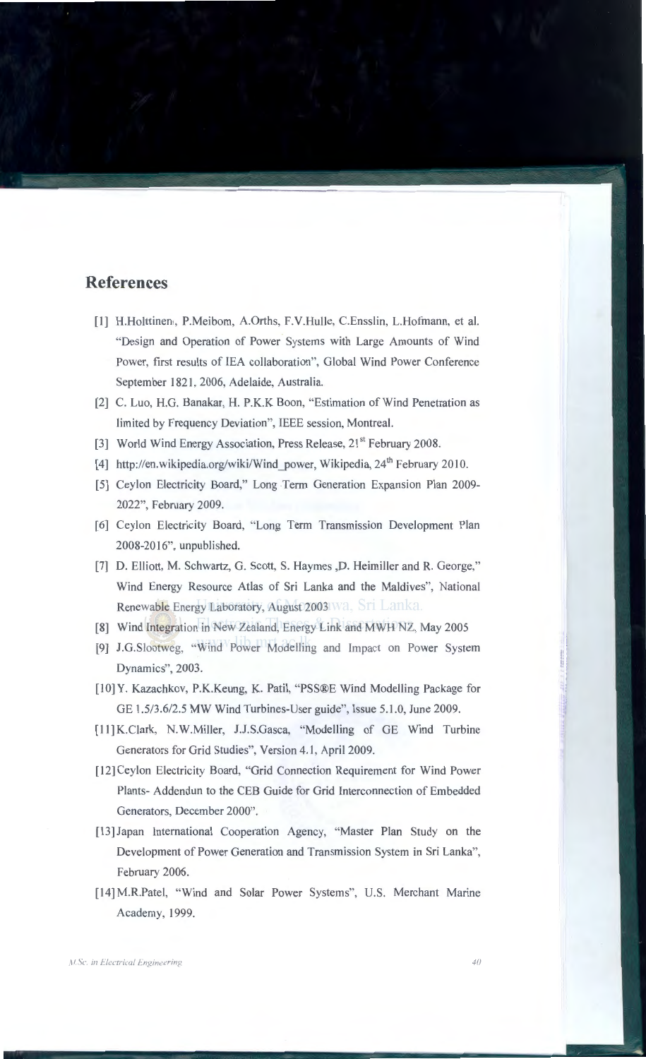# References

[1] H.Holttinen, P.Meibom, A.Orths, F.V.Hulle, C.Ensslin, L.Hofmann, et al. "Design and Operation of Power Systems with Large Amounts of Wind Power, first results of IEA collaboration", Global Wind Power Conference September 1821, 2006, Adelaide, Australia.

[2] C. Luo, H.G. Banakar, H. P.K.K Boon, "Estimation of Wind Penetration as limited by Frequency Deviation", IEEE session, Montreal.

[3] World Wind Energy Association, Press Release, 21st February 2008.

[4] http://en.wikipedia.org/wiki/Wind_power, Wikipedia, 24th February 2010.

[5] Ceylon Electricity Board," Long Term Generation Expansion Plan 2009-2022", February 2009.

[6] Ceylon Electricity Board, "Long Term Transmission Development Plan 2008-2016", unpublished.

[7] D. Elliott, M. Schwartz, G. Scott, S. Haymes ,D. Heimiller and R. George," Wind Energy Resource Atlas of Sri Lanka and the Maldives", National Renewable Energy Laboratory, August 2003

[8] Wind Integration in New Zealand, Energy Link and MWH NZ, May 2005

[9] J.G.Slootweg, "Wind Power Modelling and Impact on Power System Dynamics", 2003.

[10] Y. Kazachkov, P.K.Keung, K. Patil, "PSS®E Wind Modelling Package for GE 1.5/3.6/2.5 MW Wind Turbines-User guide", Issue 5.1.0, June 2009.

[11] K.Clark, N.W.Miller, J.J.S.Gasca, "Modelling of GE Wind Turbine Generators for Grid Studies", Version 4.1, April 2009.

[12] Ceylon Electricity Board, "Grid Connection Requirement for Wind Power Plants- Addendun to the CEB Guide for Grid Interconnection of Embedded Generators, December 2000".

[13] Japan International Cooperation Agency, "Master Plan Study on the Development of Power Generation and Transmission System in Sri Lanka", February 2006.

[14] M.R.Patel, "Wind and Solar Power Systems", U.S. Merchant Marine Academy, 1999.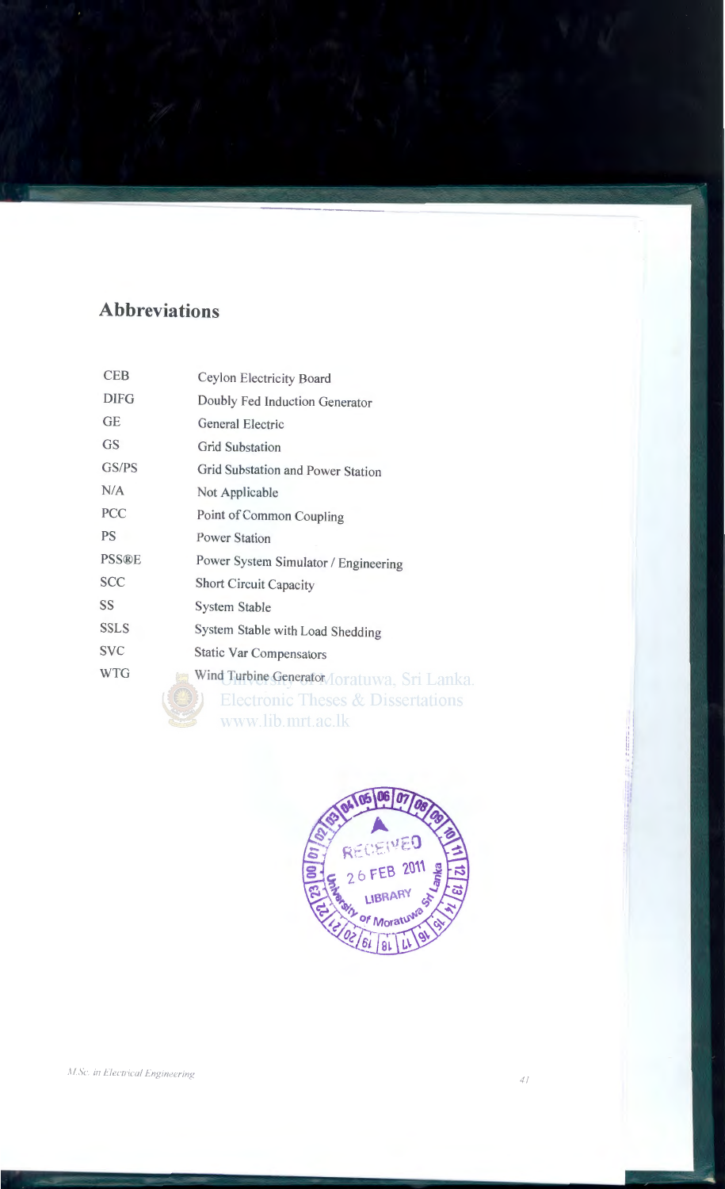## Abbreviations

| | |
|---|---|
| CEB | Ceylon Electricity Board |
| DIFG | Doubly Fed Induction Generator |
| GE | General Electric |
| GS | Grid Substation |
| GS/PS | Grid Substation and Power Station |
| N/A | Not Applicable |
| PCC | Point of Common Coupling |
| PS | Power Station |
| PSS®E | Power System Simulator / Engineering |
| SCC | Short Circuit Capacity |
| SS | System Stable |
| SSLS | System Stable with Load Shedding |
| SVC | Static Var Compensators |
| WTG | Wind Turbine Generator |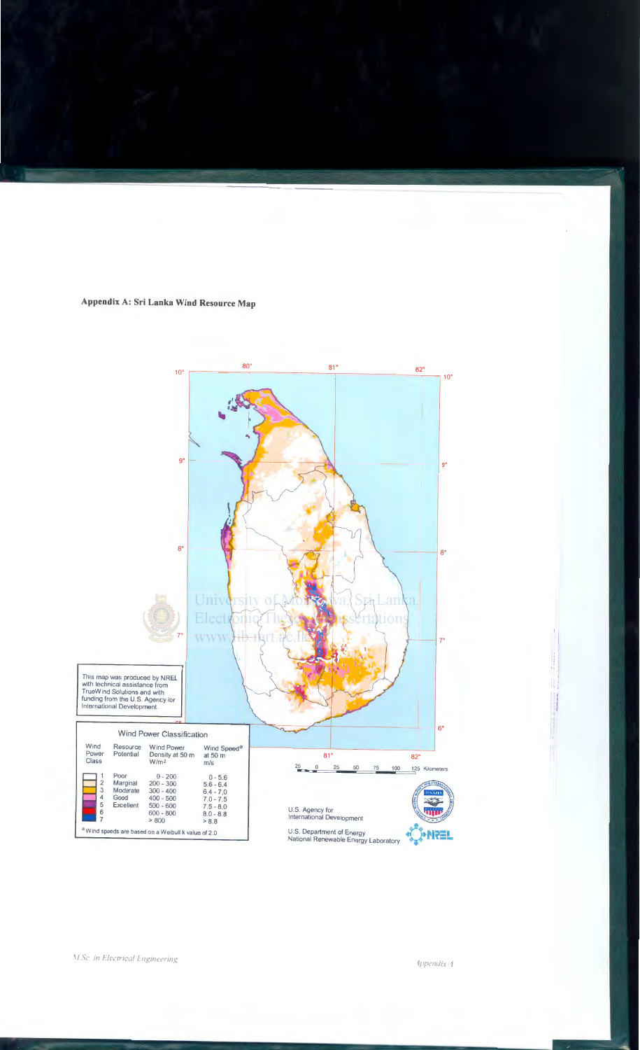## Appendix A: Sri Lanka Wind Resource Map

This map was produced by NREL with technical assistance from TrueWind Solutions and with funding from the U.S. Agency for International Development.

**Wind Power Classification**

| Wind Power Class | Resource Potential | Wind Power Density at 50 m W/m² | Wind Speed[a] at 50 m m/s |
|---|---|---|---|
| 1 | Poor | 0 - 200 | 0 - 5.6 |
| 2 | Marginal | 200 - 300 | 5.6 - 6.4 |
| 3 | Moderate | 300 - 400 | 6.4 - 7.0 |
| 4 | Good | 400 - 500 | 7.0 - 7.5 |
| 5 | Excellent | 500 - 600 | 7.5 - 8.0 |
| 6 | | 600 - 800 | 8.0 - 8.8 |
| 7 | | > 800 | > 8.8 |

[a] Wind speeds are based on a Weibull k value of 2.0

U.S. Agency for International Development

U.S. Department of Energy National Renewable Energy Laboratory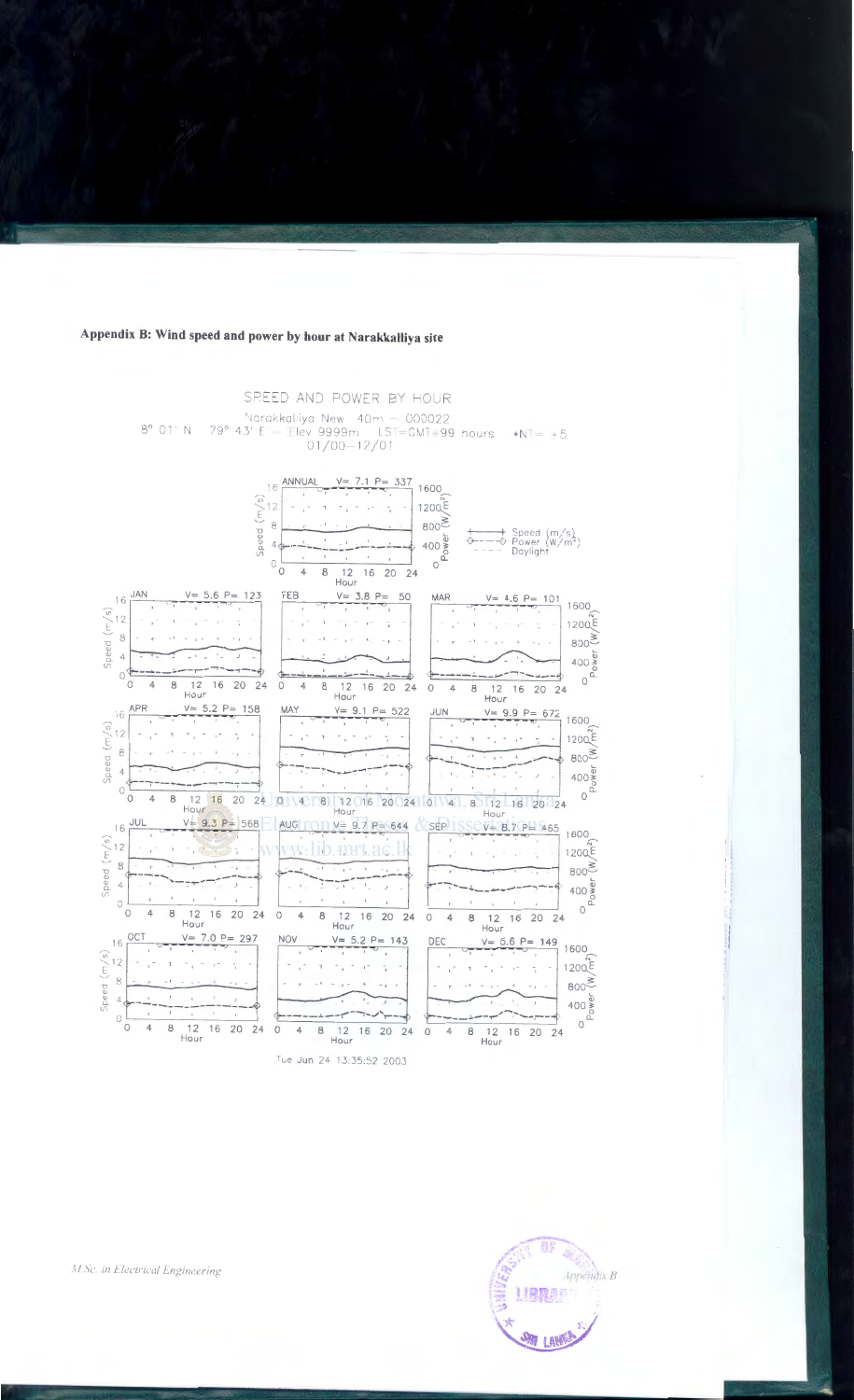**Appendix B: Wind speed and power by hour at Narakkalliya site**

SPEED AND POWER BY HOUR

Narakkalliya New 40m – 000022

8° 01' N 79° 43' E – Elev 9999m LST=GMT+99 hours +NT= +5

01/00–12/01

ANNUAL V= 7.1 P= 337

JAN V= 5.6 P= 123

FEB V= 3.8 P= 50

MAR V= 4.6 P= 101

APR V= 5.2 P= 158

MAY V= 9.1 P= 522

JUN V= 9.9 P= 672

JUL V= 9.3 P= 568

AUG V= 9.7 P= 644

SEP V= 8.7 P= 465

OCT V= 7.0 P= 297

NOV V= 5.2 P= 143

DEC V= 5.6 P= 149

Speed (m/s) — Power (W/m²) — Daylight

Tue Jun 24 13:35:52 2003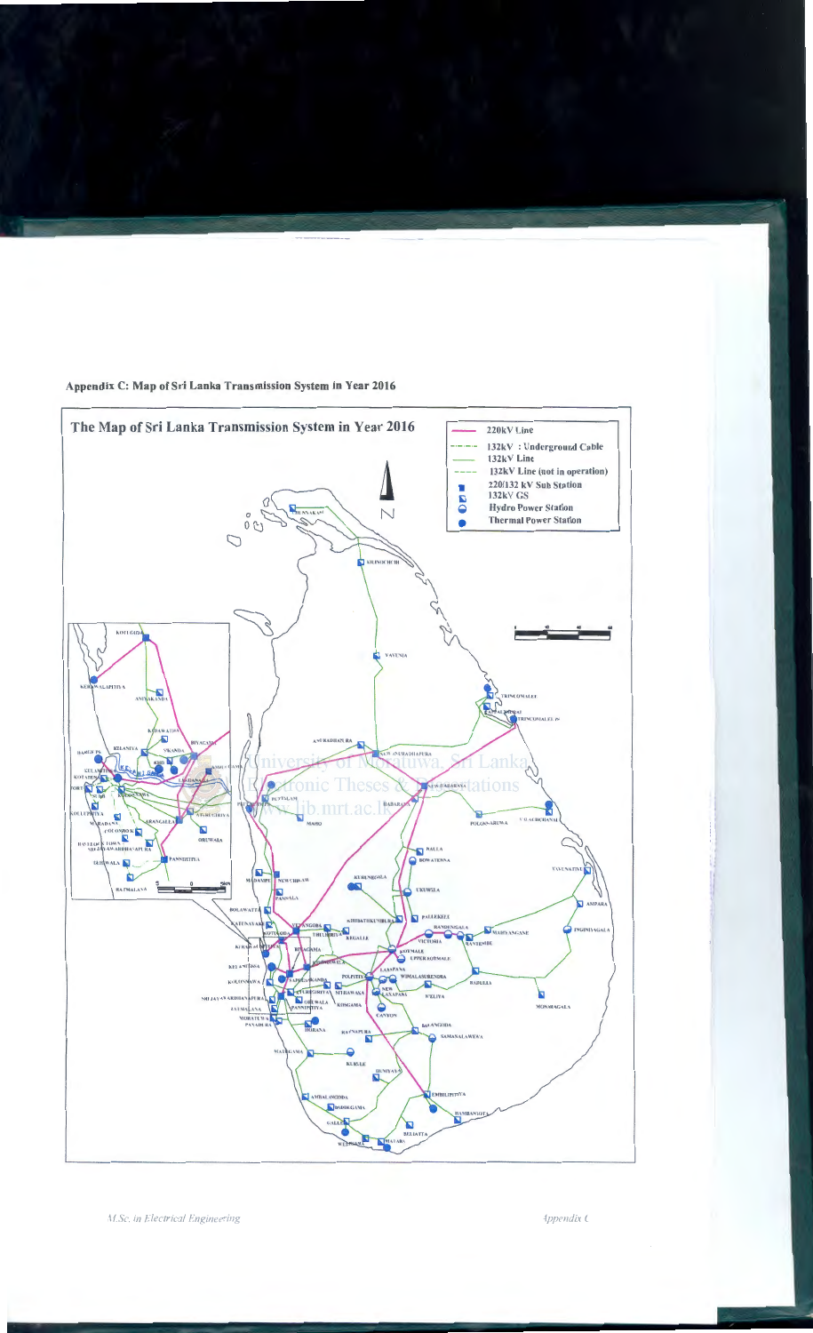## Appendix C: Map of Sri Lanka Transmission System in Year 2016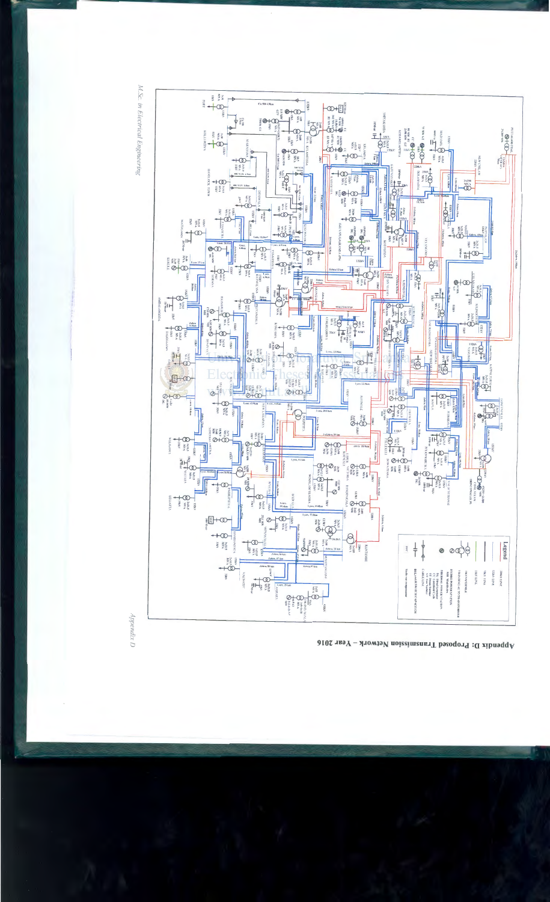# Appendix D: Proposed Transmission Network – Year 2016

**Legend**

220kV LINE

132kV LINE

66kV LINE

TRANSFORMER

TRANSFORMER TO TRANSFORMER

HYDRO POWER STATION

THERMAL POWER STATION

CABLE LINE

BREAKER/SWITCH

SHUNT CAPACITOR